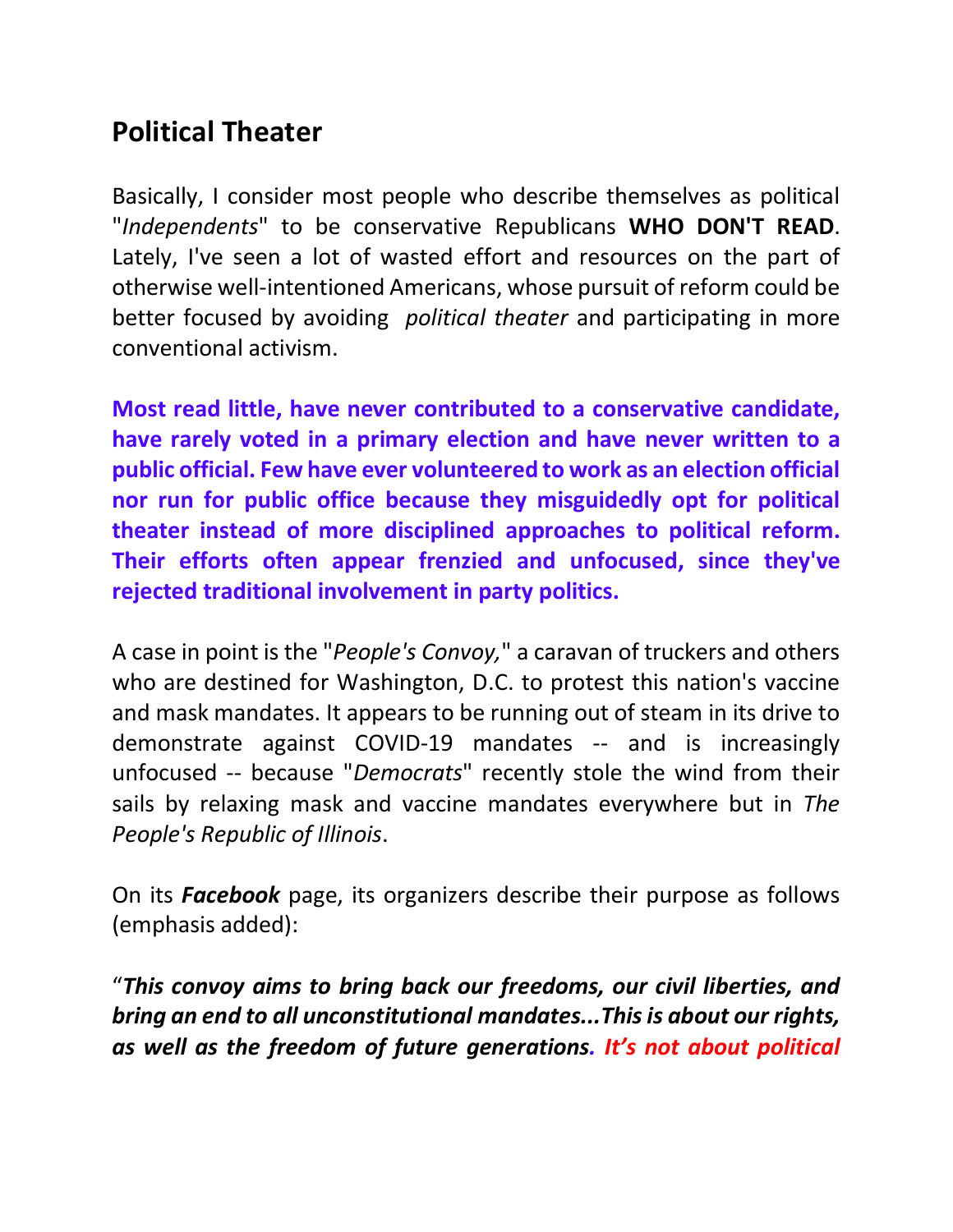## Political Theater

Basically, I consider most people who describe themselves as political "*Independents*" to be conservative Republicans **WHO DON'T READ**. Lately, I've seen a lot of wasted effort and resources on the part of otherwise well-intentioned Americans, whose pursuit of reform could be better focused by avoiding *political theater* and participating in more conventional activism.

**Most read little, have never contributed to a conservative candidate, have rarely voted in a primary election and have never written to a public official. Few have ever volunteered to work as an election official nor run for public office because they misguidedly opt for political theater instead of more disciplined approaches to political reform. Their efforts often appear frenzied and unfocused, since they've rejected traditional involvement in party politics.**

A case in point is the "*People's Convoy,*" a caravan of truckers and others who are destined for Washington, D.C. to protest this nation's vaccine and mask mandates. It appears to be running out of steam in its drive to demonstrate against COVID-19 mandates -- and is increasingly unfocused -- because "*Democrats*" recently stole the wind from their sails by relaxing mask and vaccine mandates everywhere but in *The People's Republic of Illinois*.

On its ***Facebook*** page, its organizers describe their purpose as follows (emphasis added):

"***This convoy aims to bring back our freedoms, our civil liberties, and bring an end to all unconstitutional mandates...This is about our rights, as well as the freedom of future generations. It's not about political***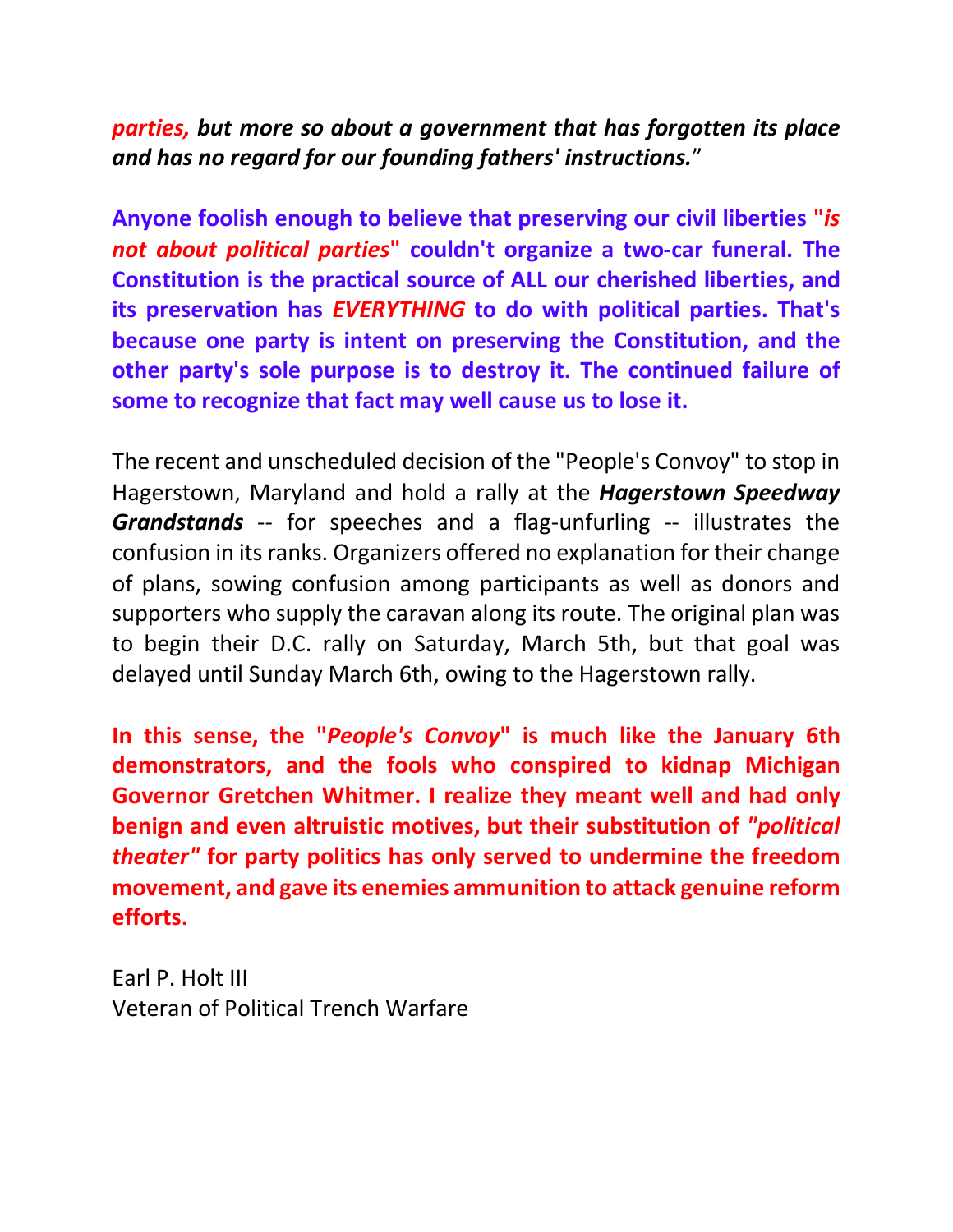***parties,* but more so about a government that has forgotten its place and has no regard for our founding fathers' instructions.**"

**Anyone foolish enough to believe that preserving our civil liberties "*is not about political parties*" couldn't organize a two-car funeral. The Constitution is the practical source of ALL our cherished liberties, and its preservation has *EVERYTHING* to do with political parties. That's because one party is intent on preserving the Constitution, and the other party's sole purpose is to destroy it. The continued failure of some to recognize that fact may well cause us to lose it.**

The recent and unscheduled decision of the "People's Convoy" to stop in Hagerstown, Maryland and hold a rally at the ***Hagerstown Speedway Grandstands*** -- for speeches and a flag-unfurling -- illustrates the confusion in its ranks. Organizers offered no explanation for their change of plans, sowing confusion among participants as well as donors and supporters who supply the caravan along its route. The original plan was to begin their D.C. rally on Saturday, March 5th, but that goal was delayed until Sunday March 6th, owing to the Hagerstown rally.

**In this sense, the "*People's Convoy*" is much like the January 6th demonstrators, and the fools who conspired to kidnap Michigan Governor Gretchen Whitmer. I realize they meant well and had only benign and even altruistic motives, but their substitution of *"political theater"* for party politics has only served to undermine the freedom movement, and gave its enemies ammunition to attack genuine reform efforts.**

Earl P. Holt III
Veteran of Political Trench Warfare